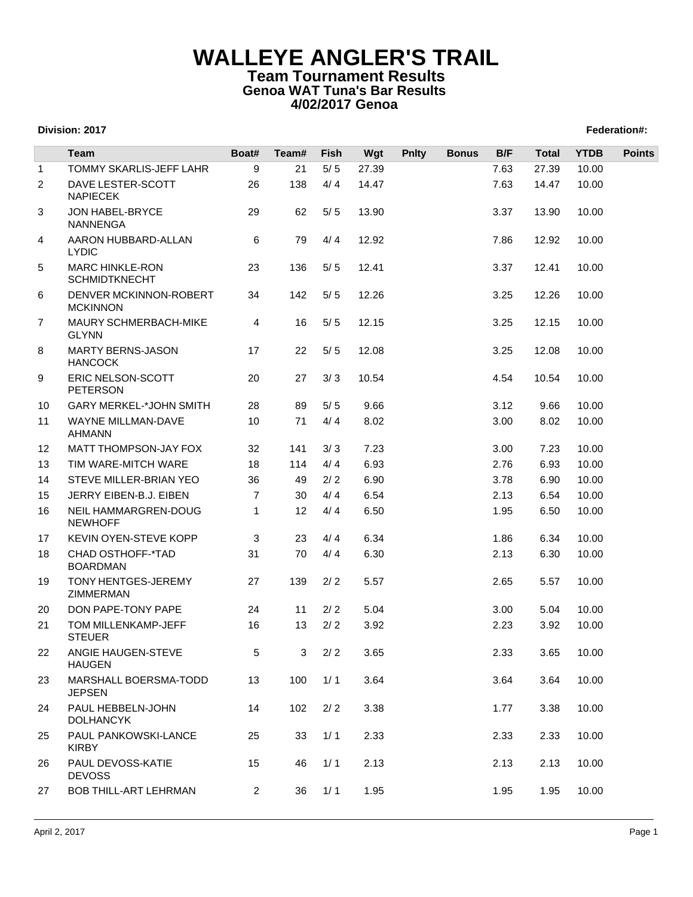# WALLEYE ANGLER'S TRAIL

## Team Tournament Results

### Genoa WAT Tuna's Bar Results

### 4/02/2017 Genoa

**Division: 2017** **Federation#:**

| | Team | Boat# | Team# | Fish | Wgt | Pnlty | Bonus | B/F | Total | YTDB | Points |
|---|---|---|---|---|---|---|---|---|---|---|---|
| 1 | TOMMY SKARLIS-JEFF LAHR | 9 | 21 | 5/ 5 | 27.39 | | | 7.63 | 27.39 | 10.00 | |
| 2 | DAVE LESTER-SCOTT NAPIECEK | 26 | 138 | 4/ 4 | 14.47 | | | 7.63 | 14.47 | 10.00 | |
| 3 | JON HABEL-BRYCE NANNENGA | 29 | 62 | 5/ 5 | 13.90 | | | 3.37 | 13.90 | 10.00 | |
| 4 | AARON HUBBARD-ALLAN LYDIC | 6 | 79 | 4/ 4 | 12.92 | | | 7.86 | 12.92 | 10.00 | |
| 5 | MARC HINKLE-RON SCHMIDTKNECHT | 23 | 136 | 5/ 5 | 12.41 | | | 3.37 | 12.41 | 10.00 | |
| 6 | DENVER MCKINNON-ROBERT MCKINNON | 34 | 142 | 5/ 5 | 12.26 | | | 3.25 | 12.26 | 10.00 | |
| 7 | MAURY SCHMERBACH-MIKE GLYNN | 4 | 16 | 5/ 5 | 12.15 | | | 3.25 | 12.15 | 10.00 | |
| 8 | MARTY BERNS-JASON HANCOCK | 17 | 22 | 5/ 5 | 12.08 | | | 3.25 | 12.08 | 10.00 | |
| 9 | ERIC NELSON-SCOTT PETERSON | 20 | 27 | 3/ 3 | 10.54 | | | 4.54 | 10.54 | 10.00 | |
| 10 | GARY MERKEL-*JOHN SMITH | 28 | 89 | 5/ 5 | 9.66 | | | 3.12 | 9.66 | 10.00 | |
| 11 | WAYNE MILLMAN-DAVE AHMANN | 10 | 71 | 4/ 4 | 8.02 | | | 3.00 | 8.02 | 10.00 | |
| 12 | MATT THOMPSON-JAY FOX | 32 | 141 | 3/ 3 | 7.23 | | | 3.00 | 7.23 | 10.00 | |
| 13 | TIM WARE-MITCH WARE | 18 | 114 | 4/ 4 | 6.93 | | | 2.76 | 6.93 | 10.00 | |
| 14 | STEVE MILLER-BRIAN YEO | 36 | 49 | 2/ 2 | 6.90 | | | 3.78 | 6.90 | 10.00 | |
| 15 | JERRY EIBEN-B.J. EIBEN | 7 | 30 | 4/ 4 | 6.54 | | | 2.13 | 6.54 | 10.00 | |
| 16 | NEIL HAMMARGREN-DOUG NEWHOFF | 1 | 12 | 4/ 4 | 6.50 | | | 1.95 | 6.50 | 10.00 | |
| 17 | KEVIN OYEN-STEVE KOPP | 3 | 23 | 4/ 4 | 6.34 | | | 1.86 | 6.34 | 10.00 | |
| 18 | CHAD OSTHOFF-*TAD BOARDMAN | 31 | 70 | 4/ 4 | 6.30 | | | 2.13 | 6.30 | 10.00 | |
| 19 | TONY HENTGES-JEREMY ZIMMERMAN | 27 | 139 | 2/ 2 | 5.57 | | | 2.65 | 5.57 | 10.00 | |
| 20 | DON PAPE-TONY PAPE | 24 | 11 | 2/ 2 | 5.04 | | | 3.00 | 5.04 | 10.00 | |
| 21 | TOM MILLENKAMP-JEFF STEUER | 16 | 13 | 2/ 2 | 3.92 | | | 2.23 | 3.92 | 10.00 | |
| 22 | ANGIE HAUGEN-STEVE HAUGEN | 5 | 3 | 2/ 2 | 3.65 | | | 2.33 | 3.65 | 10.00 | |
| 23 | MARSHALL BOERSMA-TODD JEPSEN | 13 | 100 | 1/ 1 | 3.64 | | | 3.64 | 3.64 | 10.00 | |
| 24 | PAUL HEBBELN-JOHN DOLHANCYK | 14 | 102 | 2/ 2 | 3.38 | | | 1.77 | 3.38 | 10.00 | |
| 25 | PAUL PANKOWSKI-LANCE KIRBY | 25 | 33 | 1/ 1 | 2.33 | | | 2.33 | 2.33 | 10.00 | |
| 26 | PAUL DEVOSS-KATIE DEVOSS | 15 | 46 | 1/ 1 | 2.13 | | | 2.13 | 2.13 | 10.00 | |
| 27 | BOB THILL-ART LEHRMAN | 2 | 36 | 1/ 1 | 1.95 | | | 1.95 | 1.95 | 10.00 | |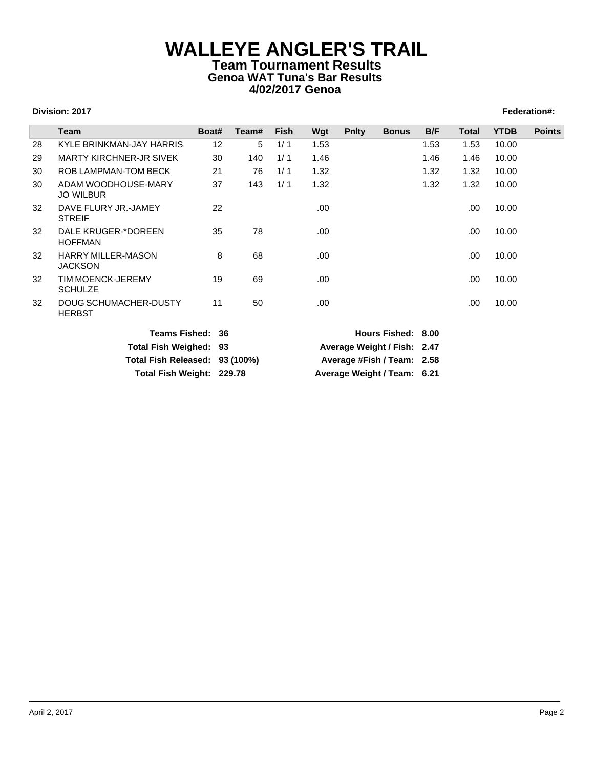# WALLEYE ANGLER'S TRAIL

## Team Tournament Results

### Genoa WAT Tuna's Bar Results

### 4/02/2017 Genoa

**Division: 2017** **Federation#:**

| | Team | Boat# | Team# | Fish | Wgt | Pnlty | Bonus | B/F | Total | YTDB | Points |
|---|---|---|---|---|---|---|---|---|---|---|---|
| 28 | KYLE BRINKMAN-JAY HARRIS | 12 | 5 | 1/ 1 | 1.53 | | | 1.53 | 1.53 | 10.00 | |
| 29 | MARTY KIRCHNER-JR SIVEK | 30 | 140 | 1/ 1 | 1.46 | | | 1.46 | 1.46 | 10.00 | |
| 30 | ROB LAMPMAN-TOM BECK | 21 | 76 | 1/ 1 | 1.32 | | | 1.32 | 1.32 | 10.00 | |
| 30 | ADAM WOODHOUSE-MARY JO WILBUR | 37 | 143 | 1/ 1 | 1.32 | | | 1.32 | 1.32 | 10.00 | |
| 32 | DAVE FLURY JR.-JAMEY STREIF | 22 | | | .00 | | | | .00 | 10.00 | |
| 32 | DALE KRUGER-*DOREEN HOFFMAN | 35 | 78 | | .00 | | | | .00 | 10.00 | |
| 32 | HARRY MILLER-MASON JACKSON | 8 | 68 | | .00 | | | | .00 | 10.00 | |
| 32 | TIM MOENCK-JEREMY SCHULZE | 19 | 69 | | .00 | | | | .00 | 10.00 | |
| 32 | DOUG SCHUMACHER-DUSTY HERBST | 11 | 50 | | .00 | | | | .00 | 10.00 | |

**Teams Fished:** 36
**Total Fish Weighed:** 93
**Total Fish Released:** 93 (100%)
**Total Fish Weight:** 229.78

**Hours Fished:** 8.00
**Average Weight / Fish:** 2.47
**Average #Fish / Team:** 2.58
**Average Weight / Team:** 6.21

April 2, 2017